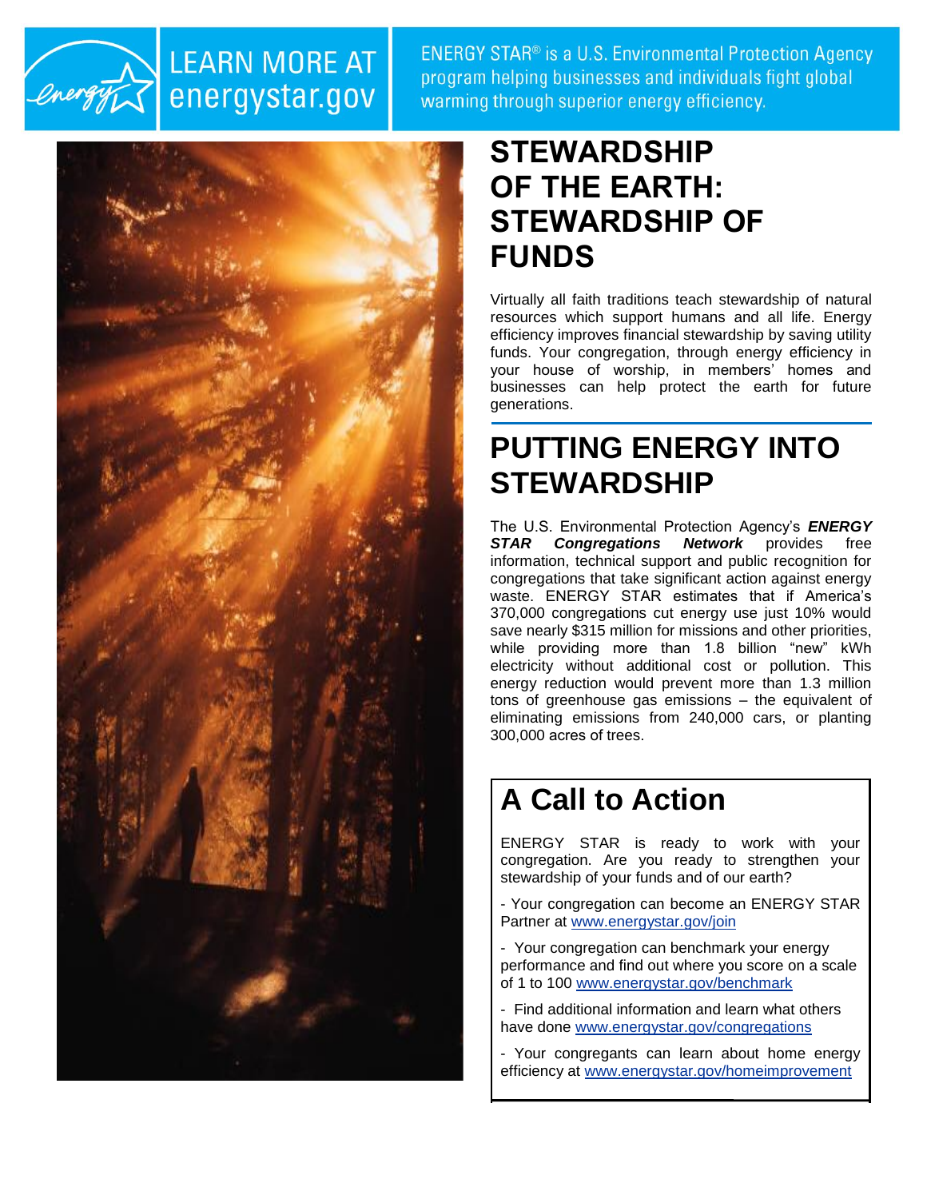LEARN MORE AT energystar.gov

ENERGY STAR® is a U.S. Environmental Protection Agency program helping businesses and individuals fight global warming through superior energy efficiency.

# STEWARDSHIP OF THE EARTH: STEWARDSHIP OF FUNDS

Virtually all faith traditions teach stewardship of natural resources which support humans and all life. Energy efficiency improves financial stewardship by saving utility funds. Your congregation, through energy efficiency in your house of worship, in members' homes and businesses can help protect the earth for future generations.

# PUTTING ENERGY INTO STEWARDSHIP

The U.S. Environmental Protection Agency's ***ENERGY STAR Congregations Network*** provides free information, technical support and public recognition for congregations that take significant action against energy waste. ENERGY STAR estimates that if America's 370,000 congregations cut energy use just 10% would save nearly $315 million for missions and other priorities, while providing more than 1.8 billion "new" kWh electricity without additional cost or pollution. This energy reduction would prevent more than 1.3 million tons of greenhouse gas emissions – the equivalent of eliminating emissions from 240,000 cars, or planting 300,000 acres of trees.

## A Call to Action

ENERGY STAR is ready to work with your congregation. Are you ready to strengthen your stewardship of your funds and of our earth?

- Your congregation can become an ENERGY STAR Partner at www.energystar.gov/join
- Your congregation can benchmark your energy performance and find out where you score on a scale of 1 to 100 www.energystar.gov/benchmark
- Find additional information and learn what others have done www.energystar.gov/congregations
- Your congregants can learn about home energy efficiency at www.energystar.gov/homeimprovement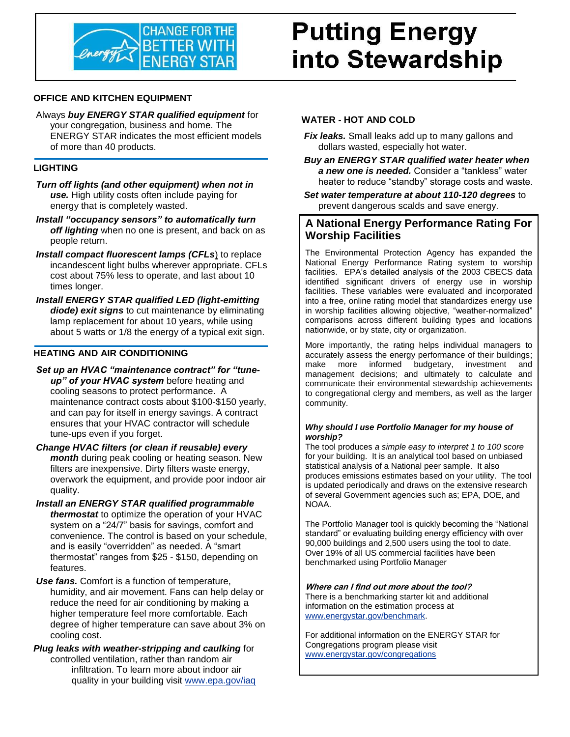CHANGE FOR THE BETTER WITH ENERGY STAR

# Putting Energy into Stewardship

## OFFICE AND KITCHEN EQUIPMENT

Always ***buy ENERGY STAR qualified equipment*** for your congregation, business and home. The ENERGY STAR indicates the most efficient models of more than 40 products.

## LIGHTING

***Turn off lights (and other equipment) when not in use.*** High utility costs often include paying for energy that is completely wasted.

***Install "occupancy sensors" to automatically turn off lighting*** when no one is present, and back on as people return.

***Install compact fluorescent lamps (CFLs)*** to replace incandescent light bulbs wherever appropriate. CFLs cost about 75% less to operate, and last about 10 times longer.

***Install ENERGY STAR qualified LED (light-emitting diode) exit signs*** to cut maintenance by eliminating lamp replacement for about 10 years, while using about 5 watts or 1/8 the energy of a typical exit sign.

## HEATING AND AIR CONDITIONING

***Set up an HVAC "maintenance contract" for "tune-up" of your HVAC system*** before heating and cooling seasons to protect performance. A maintenance contract costs about $100-$150 yearly, and can pay for itself in energy savings. A contract ensures that your HVAC contractor will schedule tune-ups even if you forget.

***Change HVAC filters (or clean if reusable) every month*** during peak cooling or heating season. New filters are inexpensive. Dirty filters waste energy, overwork the equipment, and provide poor indoor air quality.

***Install an ENERGY STAR qualified programmable thermostat*** to optimize the operation of your HVAC system on a "24/7" basis for savings, comfort and convenience. The control is based on your schedule, and is easily "overridden" as needed. A "smart thermostat" ranges from $25 - $150, depending on features.

***Use fans.*** Comfort is a function of temperature, humidity, and air movement. Fans can help delay or reduce the need for air conditioning by making a higher temperature feel more comfortable. Each degree of higher temperature can save about 3% on cooling cost.

***Plug leaks with weather-stripping and caulking*** for controlled ventilation, rather than random air infiltration. To learn more about indoor air quality in your building visit www.epa.gov/iaq

## WATER - HOT AND COLD

***Fix leaks.*** Small leaks add up to many gallons and dollars wasted, especially hot water.

***Buy an ENERGY STAR qualified water heater when a new one is needed.*** Consider a "tankless" water heater to reduce "standby" storage costs and waste.

***Set water temperature at about 110-120 degrees*** to prevent dangerous scalds and save energy.

## A National Energy Performance Rating For Worship Facilities

The Environmental Protection Agency has expanded the National Energy Performance Rating system to worship facilities. EPA's detailed analysis of the 2003 CBECS data identified significant drivers of energy use in worship facilities. These variables were evaluated and incorporated into a free, online rating model that standardizes energy use in worship facilities allowing objective, "weather-normalized" comparisons across different building types and locations nationwide, or by state, city or organization.

More importantly, the rating helps individual managers to accurately assess the energy performance of their buildings; make more informed budgetary, investment and management decisions; and ultimately to calculate and communicate their environmental stewardship achievements to congregational clergy and members, as well as the larger community.

***Why should I use Portfolio Manager for my house of worship?***

The tool produces *a simple easy to interpret 1 to 100 score* for your building. It is an analytical tool based on unbiased statistical analysis of a National peer sample. It also produces emissions estimates based on your utility. The tool is updated periodically and draws on the extensive research of several Government agencies such as; EPA, DOE, and NOAA.

The Portfolio Manager tool is quickly becoming the "National standard" or evaluating building energy efficiency with over 90,000 buildings and 2,500 users using the tool to date. Over 19% of all US commercial facilities have been benchmarked using Portfolio Manager

***Where can I find out more about the tool?***

There is a benchmarking starter kit and additional information on the estimation process at www.energystar.gov/benchmark.

For additional information on the ENERGY STAR for Congregations program please visit www.energystar.gov/congregations